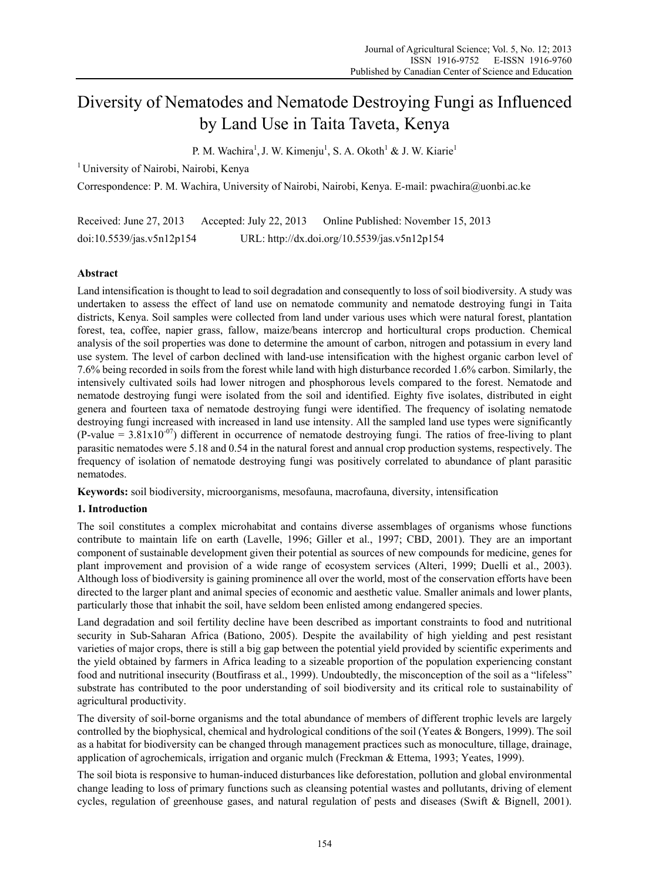# Diversity of Nematodes and Nematode Destroying Fungi as Influenced by Land Use in Taita Taveta, Kenya

P. M. Wachira[1], J. W. Kimenju[1], S. A. Okoth[1] & J. W. Kiarie[1]

[1] University of Nairobi, Nairobi, Kenya

Correspondence: P. M. Wachira, University of Nairobi, Nairobi, Kenya. E-mail: pwachira@uonbi.ac.ke

Received: June 27, 2013 Accepted: July 22, 2013 Online Published: November 15, 2013

doi:10.5539/jas.v5n12p154 URL: http://dx.doi.org/10.5539/jas.v5n12p154

## Abstract

Land intensification is thought to lead to soil degradation and consequently to loss of soil biodiversity. A study was undertaken to assess the effect of land use on nematode community and nematode destroying fungi in Taita districts, Kenya. Soil samples were collected from land under various uses which were natural forest, plantation forest, tea, coffee, napier grass, fallow, maize/beans intercrop and horticultural crops production. Chemical analysis of the soil properties was done to determine the amount of carbon, nitrogen and potassium in every land use system. The level of carbon declined with land-use intensification with the highest organic carbon level of 7.6% being recorded in soils from the forest while land with high disturbance recorded 1.6% carbon. Similarly, the intensively cultivated soils had lower nitrogen and phosphorous levels compared to the forest. Nematode and nematode destroying fungi were isolated from the soil and identified. Eighty five isolates, distributed in eight genera and fourteen taxa of nematode destroying fungi were identified. The frequency of isolating nematode destroying fungi increased with increased in land use intensity. All the sampled land use types were significantly (P-value = $3.81\times10^{-07}$) different in occurrence of nematode destroying fungi. The ratios of free-living to plant parasitic nematodes were 5.18 and 0.54 in the natural forest and annual crop production systems, respectively. The frequency of isolation of nematode destroying fungi was positively correlated to abundance of plant parasitic nematodes.

**Keywords:** soil biodiversity, microorganisms, mesofauna, macrofauna, diversity, intensification

## 1. Introduction

The soil constitutes a complex microhabitat and contains diverse assemblages of organisms whose functions contribute to maintain life on earth (Lavelle, 1996; Giller et al., 1997; CBD, 2001). They are an important component of sustainable development given their potential as sources of new compounds for medicine, genes for plant improvement and provision of a wide range of ecosystem services (Alteri, 1999; Duelli et al., 2003). Although loss of biodiversity is gaining prominence all over the world, most of the conservation efforts have been directed to the larger plant and animal species of economic and aesthetic value. Smaller animals and lower plants, particularly those that inhabit the soil, have seldom been enlisted among endangered species.

Land degradation and soil fertility decline have been described as important constraints to food and nutritional security in Sub-Saharan Africa (Bationo, 2005). Despite the availability of high yielding and pest resistant varieties of major crops, there is still a big gap between the potential yield provided by scientific experiments and the yield obtained by farmers in Africa leading to a sizeable proportion of the population experiencing constant food and nutritional insecurity (Boutfirass et al., 1999). Undoubtedly, the misconception of the soil as a "lifeless" substrate has contributed to the poor understanding of soil biodiversity and its critical role to sustainability of agricultural productivity.

The diversity of soil-borne organisms and the total abundance of members of different trophic levels are largely controlled by the biophysical, chemical and hydrological conditions of the soil (Yeates & Bongers, 1999). The soil as a habitat for biodiversity can be changed through management practices such as monoculture, tillage, drainage, application of agrochemicals, irrigation and organic mulch (Freckman & Ettema, 1993; Yeates, 1999).

The soil biota is responsive to human-induced disturbances like deforestation, pollution and global environmental change leading to loss of primary functions such as cleansing potential wastes and pollutants, driving of element cycles, regulation of greenhouse gases, and natural regulation of pests and diseases (Swift & Bignell, 2001).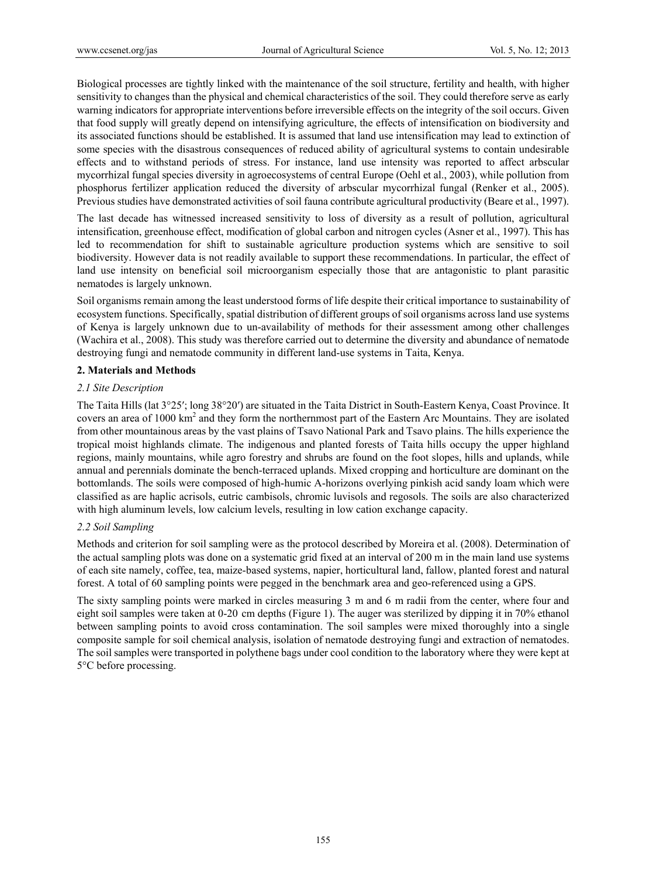Biological processes are tightly linked with the maintenance of the soil structure, fertility and health, with higher sensitivity to changes than the physical and chemical characteristics of the soil. They could therefore serve as early warning indicators for appropriate interventions before irreversible effects on the integrity of the soil occurs. Given that food supply will greatly depend on intensifying agriculture, the effects of intensification on biodiversity and its associated functions should be established. It is assumed that land use intensification may lead to extinction of some species with the disastrous consequences of reduced ability of agricultural systems to contain undesirable effects and to withstand periods of stress. For instance, land use intensity was reported to affect arbscular mycorrhizal fungal species diversity in agroecosystems of central Europe (Oehl et al., 2003), while pollution from phosphorus fertilizer application reduced the diversity of arbscular mycorrhizal fungal (Renker et al., 2005). Previous studies have demonstrated activities of soil fauna contribute agricultural productivity (Beare et al., 1997).

The last decade has witnessed increased sensitivity to loss of diversity as a result of pollution, agricultural intensification, greenhouse effect, modification of global carbon and nitrogen cycles (Asner et al., 1997). This has led to recommendation for shift to sustainable agriculture production systems which are sensitive to soil biodiversity. However data is not readily available to support these recommendations. In particular, the effect of land use intensity on beneficial soil microorganism especially those that are antagonistic to plant parasitic nematodes is largely unknown.

Soil organisms remain among the least understood forms of life despite their critical importance to sustainability of ecosystem functions. Specifically, spatial distribution of different groups of soil organisms across land use systems of Kenya is largely unknown due to un-availability of methods for their assessment among other challenges (Wachira et al., 2008). This study was therefore carried out to determine the diversity and abundance of nematode destroying fungi and nematode community in different land-use systems in Taita, Kenya.

## 2. Materials and Methods

### *2.1 Site Description*

The Taita Hills (lat 3°25′; long 38°20′) are situated in the Taita District in South-Eastern Kenya, Coast Province. It covers an area of 1000 km$^2$ and they form the northernmost part of the Eastern Arc Mountains. They are isolated from other mountainous areas by the vast plains of Tsavo National Park and Tsavo plains. The hills experience the tropical moist highlands climate. The indigenous and planted forests of Taita hills occupy the upper highland regions, mainly mountains, while agro forestry and shrubs are found on the foot slopes, hills and uplands, while annual and perennials dominate the bench-terraced uplands. Mixed cropping and horticulture are dominant on the bottomlands. The soils were composed of high-humic A-horizons overlying pinkish acid sandy loam which were classified as are haplic acrisols, eutric cambisols, chromic luvisols and regosols. The soils are also characterized with high aluminum levels, low calcium levels, resulting in low cation exchange capacity.

### *2.2 Soil Sampling*

Methods and criterion for soil sampling were as the protocol described by Moreira et al. (2008). Determination of the actual sampling plots was done on a systematic grid fixed at an interval of 200 m in the main land use systems of each site namely, coffee, tea, maize-based systems, napier, horticultural land, fallow, planted forest and natural forest. A total of 60 sampling points were pegged in the benchmark area and geo-referenced using a GPS.

The sixty sampling points were marked in circles measuring 3 m and 6 m radii from the center, where four and eight soil samples were taken at 0-20 cm depths (Figure 1). The auger was sterilized by dipping it in 70% ethanol between sampling points to avoid cross contamination. The soil samples were mixed thoroughly into a single composite sample for soil chemical analysis, isolation of nematode destroying fungi and extraction of nematodes. The soil samples were transported in polythene bags under cool condition to the laboratory where they were kept at 5°C before processing.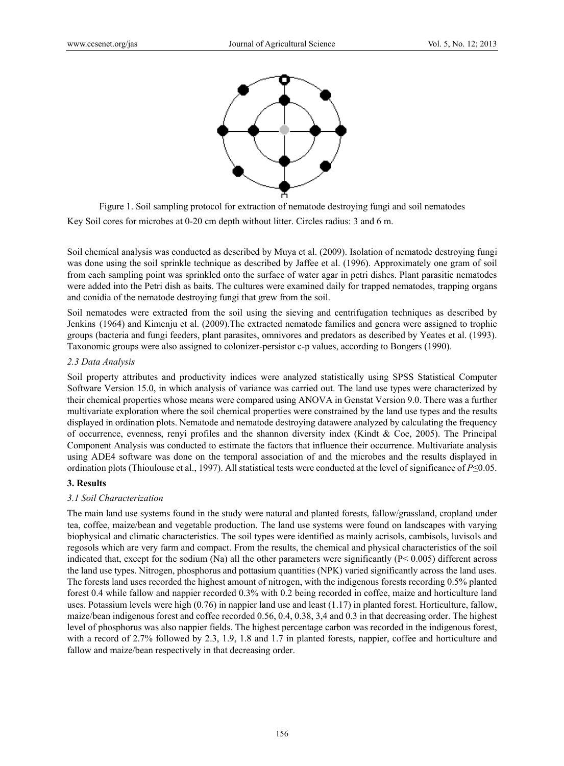Figure 1. Soil sampling protocol for extraction of nematode destroying fungi and soil nematodes

Key Soil cores for microbes at 0-20 cm depth without litter. Circles radius: 3 and 6 m.

Soil chemical analysis was conducted as described by Muya et al. (2009). Isolation of nematode destroying fungi was done using the soil sprinkle technique as described by Jaffee et al. (1996). Approximately one gram of soil from each sampling point was sprinkled onto the surface of water agar in petri dishes. Plant parasitic nematodes were added into the Petri dish as baits. The cultures were examined daily for trapped nematodes, trapping organs and conidia of the nematode destroying fungi that grew from the soil.

Soil nematodes were extracted from the soil using the sieving and centrifugation techniques as described by Jenkins (1964) and Kimenju et al. (2009).The extracted nematode families and genera were assigned to trophic groups (bacteria and fungi feeders, plant parasites, omnivores and predators as described by Yeates et al. (1993). Taxonomic groups were also assigned to colonizer-persistor c-p values, according to Bongers (1990).

### *2.3 Data Analysis*

Soil property attributes and productivity indices were analyzed statistically using SPSS Statistical Computer Software Version 15.0, in which analysis of variance was carried out. The land use types were characterized by their chemical properties whose means were compared using ANOVA in Genstat Version 9.0. There was a further multivariate exploration where the soil chemical properties were constrained by the land use types and the results displayed in ordination plots. Nematode and nematode destroying datawere analyzed by calculating the frequency of occurrence, evenness, renyi profiles and the shannon diversity index (Kindt & Coe, 2005). The Principal Component Analysis was conducted to estimate the factors that influence their occurrence. Multivariate analysis using ADE4 software was done on the temporal association of and the microbes and the results displayed in ordination plots (Thioulouse et al., 1997). All statistical tests were conducted at the level of significance of $P \leq 0.05$.

## 3. Results

### *3.1 Soil Characterization*

The main land use systems found in the study were natural and planted forests, fallow/grassland, cropland under tea, coffee, maize/bean and vegetable production. The land use systems were found on landscapes with varying biophysical and climatic characteristics. The soil types were identified as mainly acrisols, cambisols, luvisols and regosols which are very farm and compact. From the results, the chemical and physical characteristics of the soil indicated that, except for the sodium (Na) all the other parameters were significantly ($P < 0.005$) different across the land use types. Nitrogen, phosphorus and pottasium quantities (NPK) varied significantly across the land uses. The forests land uses recorded the highest amount of nitrogen, with the indigenous forests recording 0.5% planted forest 0.4 while fallow and nappier recorded 0.3% with 0.2 being recorded in coffee, maize and horticulture land uses. Potassium levels were high (0.76) in nappier land use and least (1.17) in planted forest. Horticulture, fallow, maize/bean indigenous forest and coffee recorded 0.56, 0.4, 0.38, 3,4 and 0.3 in that decreasing order. The highest level of phosphorus was also nappier fields. The highest percentage carbon was recorded in the indigenous forest, with a record of 2.7% followed by 2.3, 1.9, 1.8 and 1.7 in planted forests, nappier, coffee and horticulture and fallow and maize/bean respectively in that decreasing order.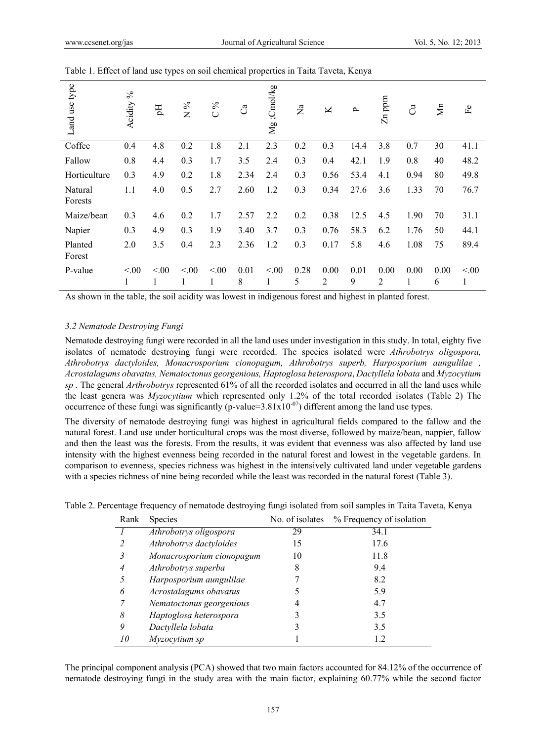Table 1. Effect of land use types on soil chemical properties in Taita Taveta, Kenya

| Land use type | Acidity % | pH | N % | C % | Ca | Mg ;Cmol/kg | Na | K | P | Zn ppm | Cu | Mn | Fe |
|---|---|---|---|---|---|---|---|---|---|---|---|---|---|
| Coffee | 0.4 | 4.8 | 0.2 | 1.8 | 2.1 | 2.3 | 0.2 | 0.3 | 14.4 | 3.8 | 0.7 | 30 | 41.1 |
| Fallow | 0.8 | 4.4 | 0.3 | 1.7 | 3.5 | 2.4 | 0.3 | 0.4 | 42.1 | 1.9 | 0.8 | 40 | 48.2 |
| Horticulture | 0.3 | 4.9 | 0.2 | 1.8 | 2.34 | 2.4 | 0.3 | 0.56 | 53.4 | 4.1 | 0.94 | 80 | 49.8 |
| Natural Forests | 1.1 | 4.0 | 0.5 | 2.7 | 2.60 | 1.2 | 0.3 | 0.34 | 27.6 | 3.6 | 1.33 | 70 | 76.7 |
| Maize/bean | 0.3 | 4.6 | 0.2 | 1.7 | 2.57 | 2.2 | 0.2 | 0.38 | 12.5 | 4.5 | 1.90 | 70 | 31.1 |
| Napier | 0.3 | 4.9 | 0.3 | 1.9 | 3.40 | 3.7 | 0.3 | 0.76 | 58.3 | 6.2 | 1.76 | 50 | 44.1 |
| Planted Forest | 2.0 | 3.5 | 0.4 | 2.3 | 2.36 | 1.2 | 0.3 | 0.17 | 5.8 | 4.6 | 1.08 | 75 | 89.4 |
| P-value | <.001 | <.001 | <.001 | <.001 | 0.018 | <.001 | 0.285 | 0.002 | 0.019 | 0.002 | 0.001 | 0.006 | <.001 |

As shown in the table, the soil acidity was lowest in indigenous forest and highest in planted forest.

### 3.2 Nematode Destroying Fungi

Nematode destroying fungi were recorded in all the land uses under investigation in this study. In total, eighty five isolates of nematode destroying fungi were recorded. The species isolated were *Athrobotrys oligospora, Athrobotrys dactyloides, Monacrosporium cionopagum, Athrobotrys superb, Harposporium aungulilae , Acrostalagums obavatus, Nematoctonus georgenious, Haptoglosa heterospora*, *Dactyllela lobata* and *Myzocytium sp* . The general *Arthrobotrys* represented 61% of all the recorded isolates and occurred in all the land uses while the least genera was *Myzocytium* which represented only 1.2% of the total recorded isolates (Table 2) The occurrence of these fungi was significantly (p-value=$3.81x10^{-07}$) different among the land use types.

The diversity of nematode destroying fungi was highest in agricultural fields compared to the fallow and the natural forest. Land use under horticultural crops was the most diverse, followed by maize/bean, nappier, fallow and then the least was the forests. From the results, it was evident that evenness was also affected by land use intensity with the highest evenness being recorded in the natural forest and lowest in the vegetable gardens. In comparison to evenness, species richness was highest in the intensively cultivated land under vegetable gardens with a species richness of nine being recorded while the least was recorded in the natural forest (Table 3).

Table 2. Percentage frequency of nematode destroying fungi isolated from soil samples in Taita Taveta, Kenya

| Rank | Species | No. of isolates | % Frequency of isolation |
|---|---|---|---|
| *1* | *Athrobotrys oligospora* | 29 | 34.1 |
| *2* | *Athrobotrys dactyloides* | 15 | 17.6 |
| *3* | *Monacrosporium cionopagum* | 10 | 11.8 |
| *4* | *Athrobotrys superba* | 8 | 9.4 |
| *5* | *Harposporium aungulilae* | 7 | 8.2 |
| *6* | *Acrostalagums obavatus* | 5 | 5.9 |
| *7* | *Nematoctonus georgenious* | 4 | 4.7 |
| *8* | *Haptoglosa heterospora* | 3 | 3.5 |
| *9* | *Dactyllela lobata* | 3 | 3.5 |
| *10* | *Myzocytium sp* | 1 | 1.2 |

The principal component analysis (PCA) showed that two main factors accounted for 84.12% of the occurrence of nematode destroying fungi in the study area with the main factor, explaining 60.77% while the second factor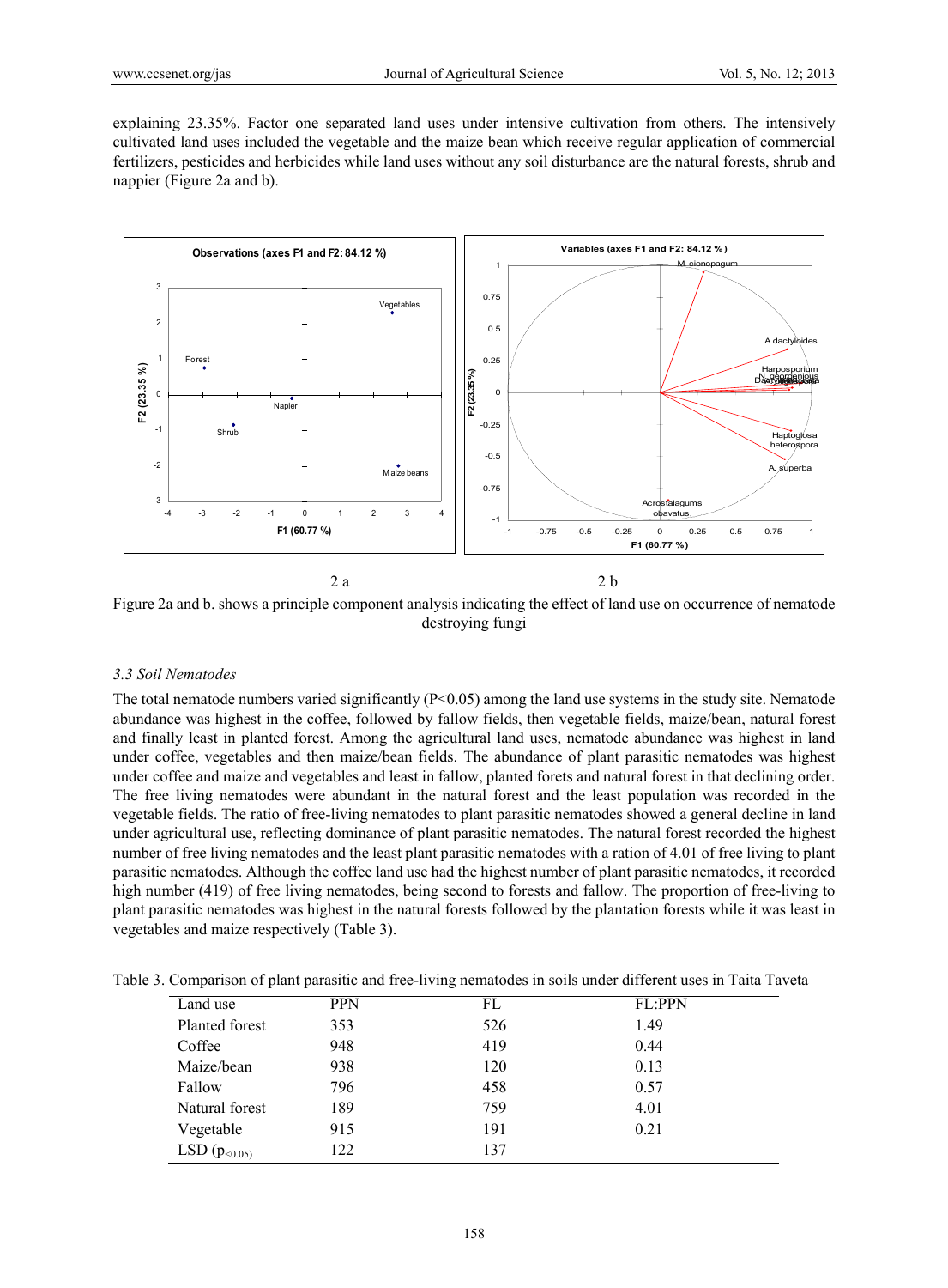explaining 23.35%. Factor one separated land uses under intensive cultivation from others. The intensively cultivated land uses included the vegetable and the maize bean which receive regular application of commercial fertilizers, pesticides and herbicides while land uses without any soil disturbance are the natural forests, shrub and nappier (Figure 2a and b).

2 a　　　　　　　　　　　　　　　　　　　　2 b

Figure 2a and b. shows a principle component analysis indicating the effect of land use on occurrence of nematode destroying fungi

### 3.3 Soil Nematodes

The total nematode numbers varied significantly ($P<0.05$) among the land use systems in the study site. Nematode abundance was highest in the coffee, followed by fallow fields, then vegetable fields, maize/bean, natural forest and finally least in planted forest. Among the agricultural land uses, nematode abundance was highest in land under coffee, vegetables and then maize/bean fields. The abundance of plant parasitic nematodes was highest under coffee and maize and vegetables and least in fallow, planted forets and natural forest in that declining order. The free living nematodes were abundant in the natural forest and the least population was recorded in the vegetable fields. The ratio of free-living nematodes to plant parasitic nematodes showed a general decline in land under agricultural use, reflecting dominance of plant parasitic nematodes. The natural forest recorded the highest number of free living nematodes and the least plant parasitic nematodes with a ration of 4.01 of free living to plant parasitic nematodes. Although the coffee land use had the highest number of plant parasitic nematodes, it recorded high number (419) of free living nematodes, being second to forests and fallow. The proportion of free-living to plant parasitic nematodes was highest in the natural forests followed by the plantation forests while it was least in vegetables and maize respectively (Table 3).

Table 3. Comparison of plant parasitic and free-living nematodes in soils under different uses in Taita Taveta

| Land use | PPN | FL | FL:PPN |
|---|---|---|---|
| Planted forest | 353 | 526 | 1.49 |
| Coffee | 948 | 419 | 0.44 |
| Maize/bean | 938 | 120 | 0.13 |
| Fallow | 796 | 458 | 0.57 |
| Natural forest | 189 | 759 | 4.01 |
| Vegetable | 915 | 191 | 0.21 |
| LSD ($p_{<0.05}$) | 122 | 137 | |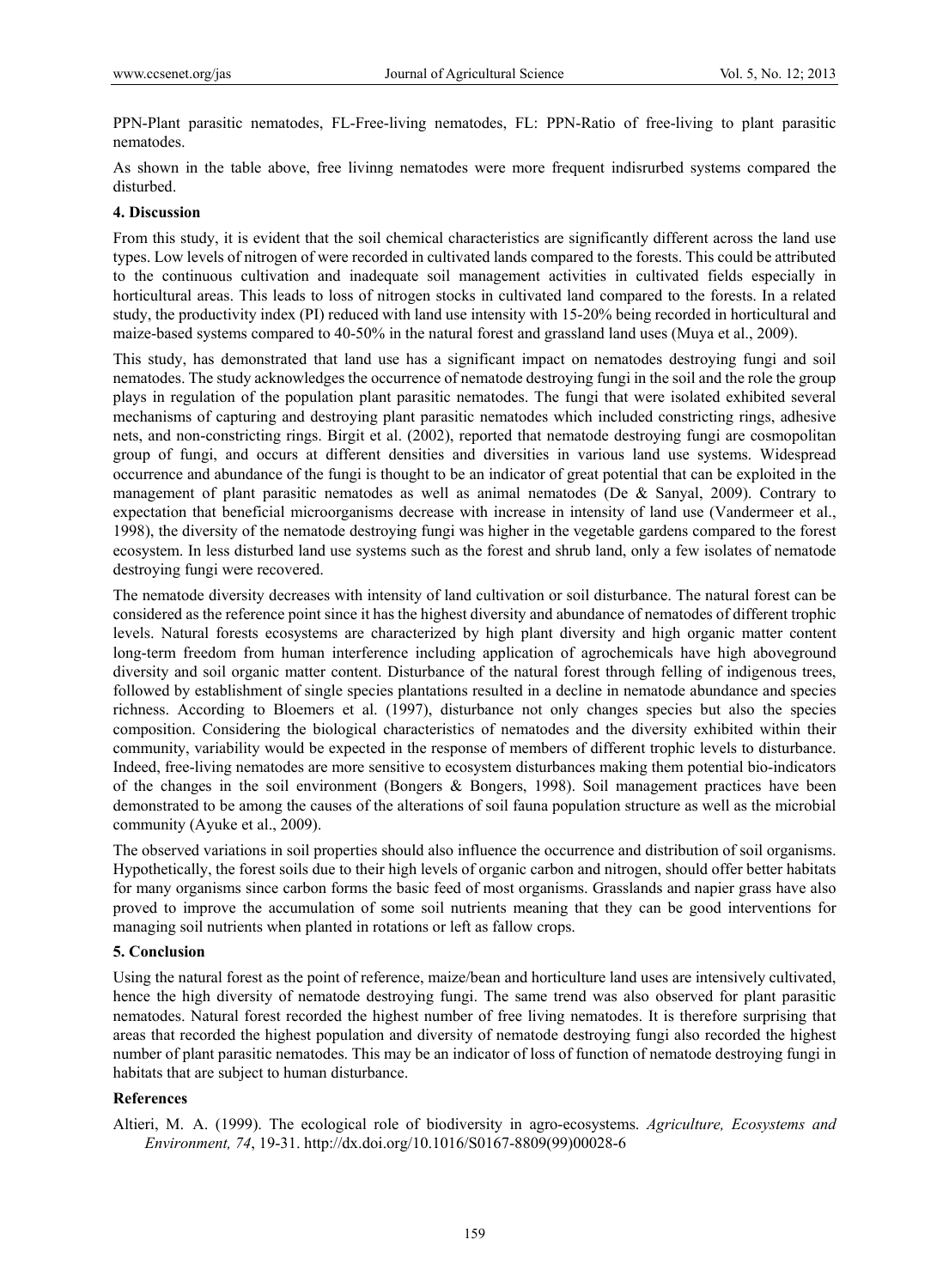PPN-Plant parasitic nematodes, FL-Free-living nematodes, FL: PPN-Ratio of free-living to plant parasitic nematodes.

As shown in the table above, free livinng nematodes were more frequent indisrurbed systems compared the disturbed.

## 4. Discussion

From this study, it is evident that the soil chemical characteristics are significantly different across the land use types. Low levels of nitrogen of were recorded in cultivated lands compared to the forests. This could be attributed to the continuous cultivation and inadequate soil management activities in cultivated fields especially in horticultural areas. This leads to loss of nitrogen stocks in cultivated land compared to the forests. In a related study, the productivity index (PI) reduced with land use intensity with 15-20% being recorded in horticultural and maize-based systems compared to 40-50% in the natural forest and grassland land uses (Muya et al., 2009).

This study, has demonstrated that land use has a significant impact on nematodes destroying fungi and soil nematodes. The study acknowledges the occurrence of nematode destroying fungi in the soil and the role the group plays in regulation of the population plant parasitic nematodes. The fungi that were isolated exhibited several mechanisms of capturing and destroying plant parasitic nematodes which included constricting rings, adhesive nets, and non-constricting rings. Birgit et al. (2002), reported that nematode destroying fungi are cosmopolitan group of fungi, and occurs at different densities and diversities in various land use systems. Widespread occurrence and abundance of the fungi is thought to be an indicator of great potential that can be exploited in the management of plant parasitic nematodes as well as animal nematodes (De & Sanyal, 2009). Contrary to expectation that beneficial microorganisms decrease with increase in intensity of land use (Vandermeer et al., 1998), the diversity of the nematode destroying fungi was higher in the vegetable gardens compared to the forest ecosystem. In less disturbed land use systems such as the forest and shrub land, only a few isolates of nematode destroying fungi were recovered.

The nematode diversity decreases with intensity of land cultivation or soil disturbance. The natural forest can be considered as the reference point since it has the highest diversity and abundance of nematodes of different trophic levels. Natural forests ecosystems are characterized by high plant diversity and high organic matter content long-term freedom from human interference including application of agrochemicals have high aboveground diversity and soil organic matter content. Disturbance of the natural forest through felling of indigenous trees, followed by establishment of single species plantations resulted in a decline in nematode abundance and species richness. According to Bloemers et al. (1997), disturbance not only changes species but also the species composition. Considering the biological characteristics of nematodes and the diversity exhibited within their community, variability would be expected in the response of members of different trophic levels to disturbance. Indeed, free-living nematodes are more sensitive to ecosystem disturbances making them potential bio-indicators of the changes in the soil environment (Bongers & Bongers, 1998). Soil management practices have been demonstrated to be among the causes of the alterations of soil fauna population structure as well as the microbial community (Ayuke et al., 2009).

The observed variations in soil properties should also influence the occurrence and distribution of soil organisms. Hypothetically, the forest soils due to their high levels of organic carbon and nitrogen, should offer better habitats for many organisms since carbon forms the basic feed of most organisms. Grasslands and napier grass have also proved to improve the accumulation of some soil nutrients meaning that they can be good interventions for managing soil nutrients when planted in rotations or left as fallow crops.

## 5. Conclusion

Using the natural forest as the point of reference, maize/bean and horticulture land uses are intensively cultivated, hence the high diversity of nematode destroying fungi. The same trend was also observed for plant parasitic nematodes. Natural forest recorded the highest number of free living nematodes. It is therefore surprising that areas that recorded the highest population and diversity of nematode destroying fungi also recorded the highest number of plant parasitic nematodes. This may be an indicator of loss of function of nematode destroying fungi in habitats that are subject to human disturbance.

## References

Altieri, M. A. (1999). The ecological role of biodiversity in agro-ecosystems. *Agriculture, Ecosystems and Environment, 74*, 19-31. http://dx.doi.org/10.1016/S0167-8809(99)00028-6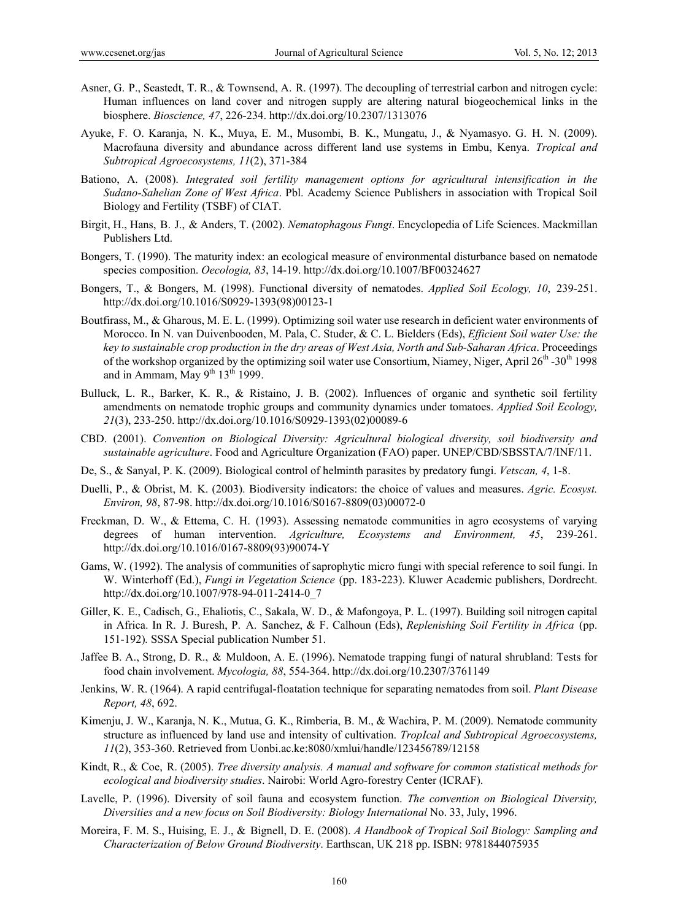Asner, G. P., Seastedt, T. R., & Townsend, A. R. (1997). The decoupling of terrestrial carbon and nitrogen cycle: Human influences on land cover and nitrogen supply are altering natural biogeochemical links in the biosphere. *Bioscience, 47*, 226-234. http://dx.doi.org/10.2307/1313076

Ayuke, F. O. Karanja, N. K., Muya, E. M., Musombi, B. K., Mungatu, J., & Nyamasyo. G. H. N. (2009). Macrofauna diversity and abundance across different land use systems in Embu, Kenya. *Tropical and Subtropical Agroecosystems, 11*(2), 371-384

Bationo, A. (2008). *Integrated soil fertility management options for agricultural intensification in the Sudano-Sahelian Zone of West Africa*. Pbl. Academy Science Publishers in association with Tropical Soil Biology and Fertility (TSBF) of CIAT.

Birgit, H., Hans, B. J., & Anders, T. (2002). *Nematophagous Fungi*. Encyclopedia of Life Sciences. Mackmillan Publishers Ltd.

Bongers, T. (1990). The maturity index: an ecological measure of environmental disturbance based on nematode species composition. *Oecologia, 83*, 14-19. http://dx.doi.org/10.1007/BF00324627

Bongers, T., & Bongers, M. (1998). Functional diversity of nematodes. *Applied Soil Ecology, 10*, 239-251. http://dx.doi.org/10.1016/S0929-1393(98)00123-1

Boutfirass, M., & Gharous, M. E. L. (1999). Optimizing soil water use research in deficient water environments of Morocco. In N. van Duivenbooden, M. Pala, C. Studer, & C. L. Bielders (Eds), *Efficient Soil water Use: the key to sustainable crop production in the dry areas of West Asia, North and Sub-Saharan Africa*. Proceedings of the workshop organized by the optimizing soil water use Consortium, Niamey, Niger, April 26th -30th 1998 and in Ammam, May 9th 13th 1999.

Bulluck, L. R., Barker, K. R., & Ristaino, J. B. (2002). Influences of organic and synthetic soil fertility amendments on nematode trophic groups and community dynamics under tomatoes. *Applied Soil Ecology, 21*(3), 233-250. http://dx.doi.org/10.1016/S0929-1393(02)00089-6

CBD. (2001). *Convention on Biological Diversity: Agricultural biological diversity, soil biodiversity and sustainable agriculture*. Food and Agriculture Organization (FAO) paper. UNEP/CBD/SBSSTA/7/INF/11.

De, S., & Sanyal, P. K. (2009). Biological control of helminth parasites by predatory fungi. *Vetscan, 4*, 1-8.

Duelli, P., & Obrist, M. K. (2003). Biodiversity indicators: the choice of values and measures. *Agric. Ecosyst. Environ, 98*, 87-98. http://dx.doi.org/10.1016/S0167-8809(03)00072-0

Freckman, D. W., & Ettema, C. H. (1993). Assessing nematode communities in agro ecosystems of varying degrees of human intervention. *Agriculture, Ecosystems and Environment, 45*, 239-261. http://dx.doi.org/10.1016/0167-8809(93)90074-Y

Gams, W. (1992). The analysis of communities of saprophytic micro fungi with special reference to soil fungi. In W. Winterhoff (Ed.), *Fungi in Vegetation Science* (pp. 183-223). Kluwer Academic publishers, Dordrecht. http://dx.doi.org/10.1007/978-94-011-2414-0_7

Giller, K. E., Cadisch, G., Ehaliotis, C., Sakala, W. D., & Mafongoya, P. L. (1997). Building soil nitrogen capital in Africa. In R. J. Buresh, P. A. Sanchez, & F. Calhoun (Eds), *Replenishing Soil Fertility in Africa* (pp. 151-192)*.* SSSA Special publication Number 51.

Jaffee B. A., Strong, D. R., & Muldoon, A. E. (1996). Nematode trapping fungi of natural shrubland: Tests for food chain involvement. *Mycologia, 88*, 554-364. http://dx.doi.org/10.2307/3761149

Jenkins, W. R. (1964). A rapid centrifugal-floatation technique for separating nematodes from soil. *Plant Disease Report, 48*, 692.

Kimenju, J. W., Karanja, N. K., Mutua, G. K., Rimberia, B. M., & Wachira, P. M. (2009). Nematode community structure as influenced by land use and intensity of cultivation. *TropIcal and Subtropical Agroecosystems, 11*(2), 353-360. Retrieved from Uonbi.ac.ke:8080/xmlui/handle/123456789/12158

Kindt, R., & Coe, R. (2005). *Tree diversity analysis. A manual and software for common statistical methods for ecological and biodiversity studies*. Nairobi: World Agro-forestry Center (ICRAF).

Lavelle, P. (1996). Diversity of soil fauna and ecosystem function. *The convention on Biological Diversity, Diversities and a new focus on Soil Biodiversity: Biology International* No. 33, July, 1996.

Moreira, F. M. S., Huising, E. J., & Bignell, D. E. (2008). *A Handbook of Tropical Soil Biology: Sampling and Characterization of Below Ground Biodiversity*. Earthscan, UK 218 pp. ISBN: 9781844075935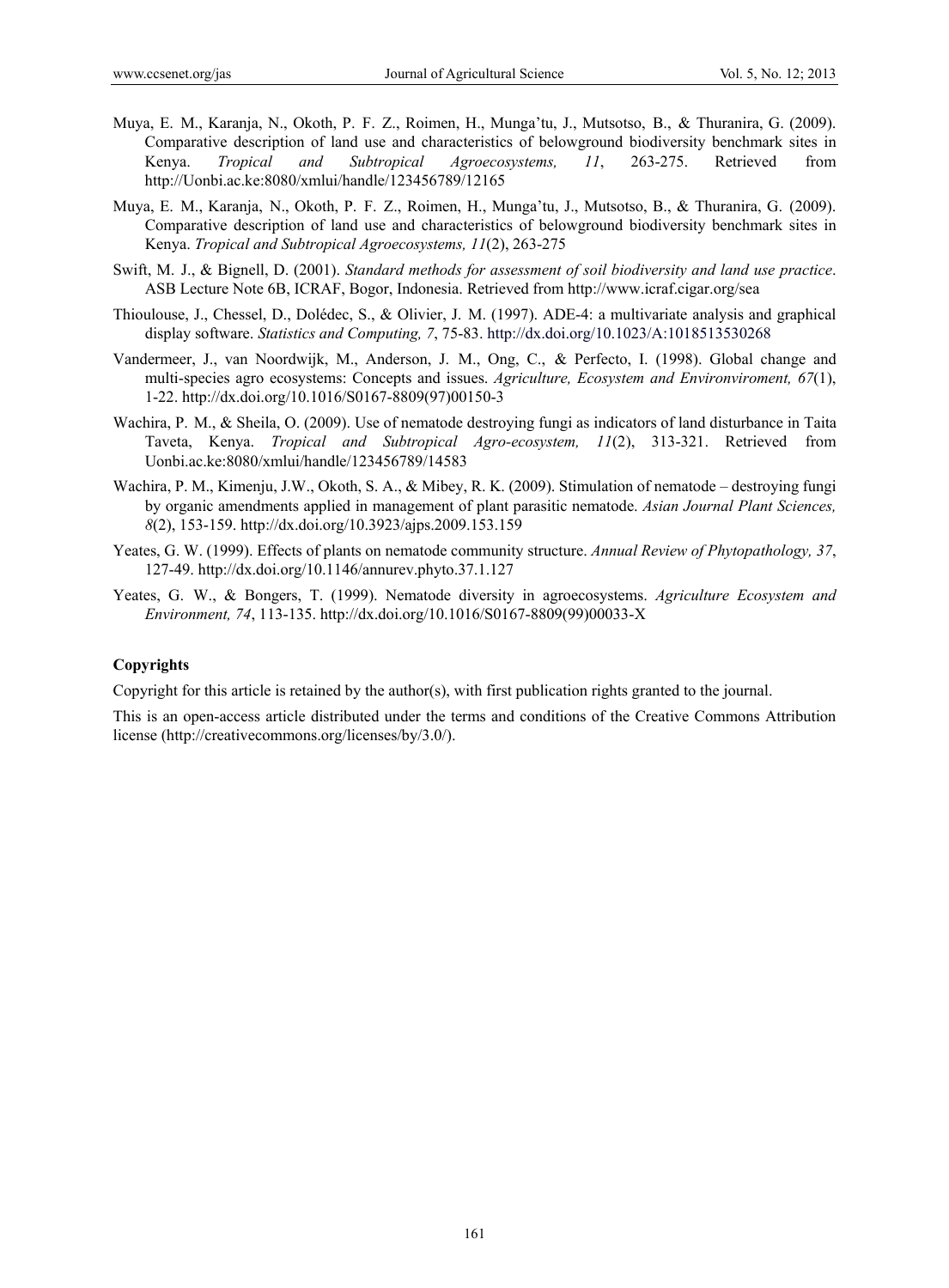Muya, E. M., Karanja, N., Okoth, P. F. Z., Roimen, H., Munga'tu, J., Mutsotso, B., & Thuranira, G. (2009). Comparative description of land use and characteristics of belowground biodiversity benchmark sites in Kenya. *Tropical and Subtropical Agroecosystems, 11*, 263-275. Retrieved from http://Uonbi.ac.ke:8080/xmlui/handle/123456789/12165

Muya, E. M., Karanja, N., Okoth, P. F. Z., Roimen, H., Munga'tu, J., Mutsotso, B., & Thuranira, G. (2009). Comparative description of land use and characteristics of belowground biodiversity benchmark sites in Kenya. *Tropical and Subtropical Agroecosystems, 11*(2), 263-275

Swift, M. J., & Bignell, D. (2001). *Standard methods for assessment of soil biodiversity and land use practice*. ASB Lecture Note 6B, ICRAF, Bogor, Indonesia. Retrieved from http://www.icraf.cigar.org/sea

Thioulouse, J., Chessel, D., Dolédec, S., & Olivier, J. M. (1997). ADE-4: a multivariate analysis and graphical display software. *Statistics and Computing, 7*, 75-83. http://dx.doi.org/10.1023/A:1018513530268

Vandermeer, J., van Noordwijk, M., Anderson, J. M., Ong, C., & Perfecto, I. (1998). Global change and multi-species agro ecosystems: Concepts and issues. *Agriculture, Ecosystem and Environviroment, 67*(1), 1-22. http://dx.doi.org/10.1016/S0167-8809(97)00150-3

Wachira, P. M., & Sheila, O. (2009). Use of nematode destroying fungi as indicators of land disturbance in Taita Taveta, Kenya. *Tropical and Subtropical Agro-ecosystem, 11*(2), 313-321. Retrieved from Uonbi.ac.ke:8080/xmlui/handle/123456789/14583

Wachira, P. M., Kimenju, J.W., Okoth, S. A., & Mibey, R. K. (2009). Stimulation of nematode – destroying fungi by organic amendments applied in management of plant parasitic nematode. *Asian Journal Plant Sciences, 8*(2), 153-159. http://dx.doi.org/10.3923/ajps.2009.153.159

Yeates, G. W. (1999). Effects of plants on nematode community structure. *Annual Review of Phytopathology, 37*, 127-49. http://dx.doi.org/10.1146/annurev.phyto.37.1.127

Yeates, G. W., & Bongers, T. (1999). Nematode diversity in agroecosystems. *Agriculture Ecosystem and Environment, 74*, 113-135. http://dx.doi.org/10.1016/S0167-8809(99)00033-X

**Copyrights**

Copyright for this article is retained by the author(s), with first publication rights granted to the journal.

This is an open-access article distributed under the terms and conditions of the Creative Commons Attribution license (http://creativecommons.org/licenses/by/3.0/).